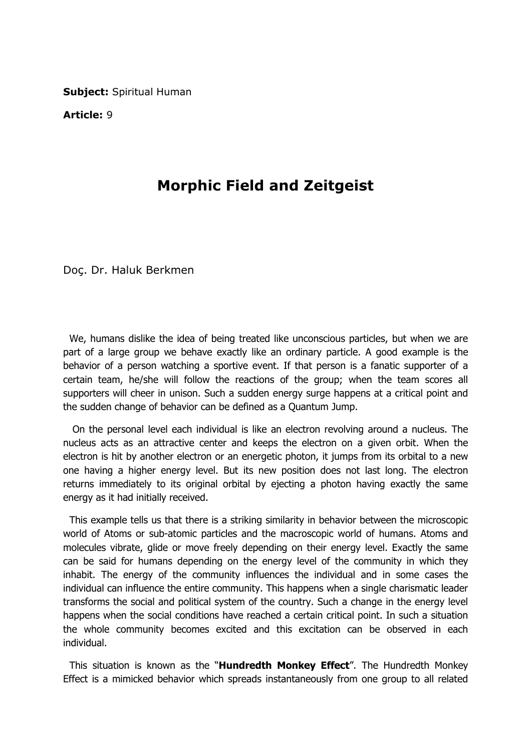**Subject:** Spiritual Human

**Article:** 9

# Morphic Field and Zeitgeist

Doç. Dr. Haluk Berkmen

We, humans dislike the idea of being treated like unconscious particles, but when we are part of a large group we behave exactly like an ordinary particle. A good example is the behavior of a person watching a sportive event. If that person is a fanatic supporter of a certain team, he/she will follow the reactions of the group; when the team scores all supporters will cheer in unison. Such a sudden energy surge happens at a critical point and the sudden change of behavior can be defined as a Quantum Jump.

On the personal level each individual is like an electron revolving around a nucleus. The nucleus acts as an attractive center and keeps the electron on a given orbit. When the electron is hit by another electron or an energetic photon, it jumps from its orbital to a new one having a higher energy level. But its new position does not last long. The electron returns immediately to its original orbital by ejecting a photon having exactly the same energy as it had initially received.

This example tells us that there is a striking similarity in behavior between the microscopic world of Atoms or sub-atomic particles and the macroscopic world of humans. Atoms and molecules vibrate, glide or move freely depending on their energy level. Exactly the same can be said for humans depending on the energy level of the community in which they inhabit. The energy of the community influences the individual and in some cases the individual can influence the entire community. This happens when a single charismatic leader transforms the social and political system of the country. Such a change in the energy level happens when the social conditions have reached a certain critical point. In such a situation the whole community becomes excited and this excitation can be observed in each individual.

This situation is known as the "**Hundredth Monkey Effect**". The Hundredth Monkey Effect is a mimicked behavior which spreads instantaneously from one group to all related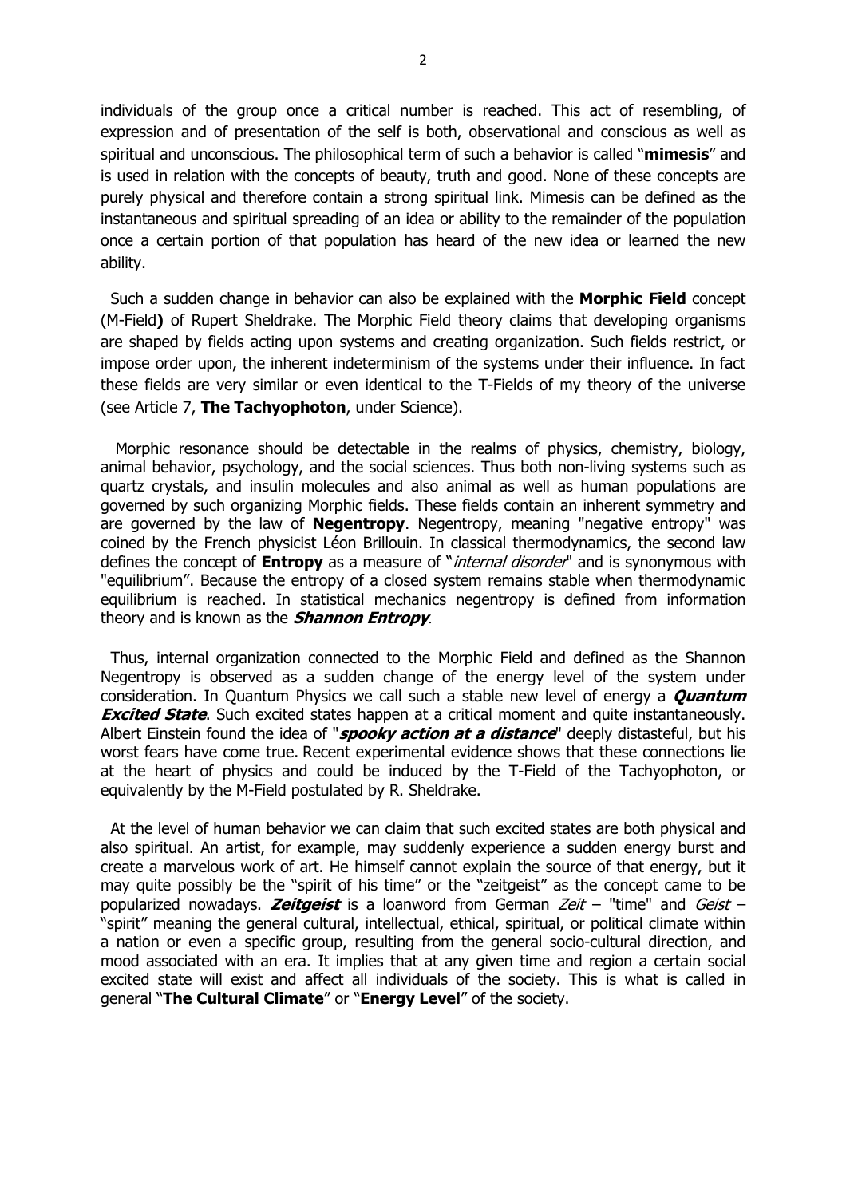individuals of the group once a critical number is reached. This act of resembling, of expression and of presentation of the self is both, observational and conscious as well as spiritual and unconscious. The philosophical term of such a behavior is called "**mimesis**" and is used in relation with the concepts of beauty, truth and good. None of these concepts are purely physical and therefore contain a strong spiritual link. Mimesis can be defined as the instantaneous and spiritual spreading of an idea or ability to the remainder of the population once a certain portion of that population has heard of the new idea or learned the new ability.

Such a sudden change in behavior can also be explained with the **Morphic Field** concept (M-Field**)** of Rupert Sheldrake. The Morphic Field theory claims that developing organisms are shaped by fields acting upon systems and creating organization. Such fields restrict, or impose order upon, the inherent indeterminism of the systems under their influence. In fact these fields are very similar or even identical to the T-Fields of my theory of the universe (see Article 7, **The Tachyophoton**, under Science).

Morphic resonance should be detectable in the realms of physics, chemistry, biology, animal behavior, psychology, and the social sciences. Thus both non-living systems such as quartz crystals, and insulin molecules and also animal as well as human populations are governed by such organizing Morphic fields. These fields contain an inherent symmetry and are governed by the law of **Negentropy**. Negentropy, meaning "negative entropy" was coined by the French physicist Léon Brillouin. In classical thermodynamics, the second law defines the concept of **Entropy** as a measure of "*internal disorder*" and is synonymous with "equilibrium". Because the entropy of a closed system remains stable when thermodynamic equilibrium is reached. In statistical mechanics negentropy is defined from information theory and is known as the ***Shannon Entropy***.

Thus, internal organization connected to the Morphic Field and defined as the Shannon Negentropy is observed as a sudden change of the energy level of the system under consideration. In Quantum Physics we call such a stable new level of energy a ***Quantum Excited State***. Such excited states happen at a critical moment and quite instantaneously. Albert Einstein found the idea of "***spooky action at a distance***" deeply distasteful, but his worst fears have come true. Recent experimental evidence shows that these connections lie at the heart of physics and could be induced by the T-Field of the Tachyophoton, or equivalently by the M-Field postulated by R. Sheldrake.

At the level of human behavior we can claim that such excited states are both physical and also spiritual. An artist, for example, may suddenly experience a sudden energy burst and create a marvelous work of art. He himself cannot explain the source of that energy, but it may quite possibly be the "spirit of his time" or the "zeitgeist" as the concept came to be popularized nowadays. ***Zeitgeist*** is a loanword from German *Zeit* – "time" and *Geist* – "spirit" meaning the general cultural, intellectual, ethical, spiritual, or political climate within a nation or even a specific group, resulting from the general socio-cultural direction, and mood associated with an era. It implies that at any given time and region a certain social excited state will exist and affect all individuals of the society. This is what is called in general "**The Cultural Climate**" or "**Energy Level**" of the society.